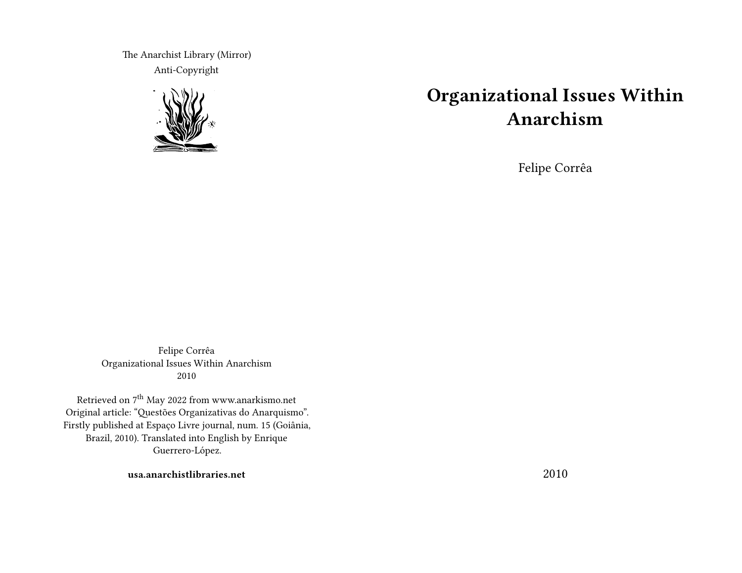# Organizational Issues Within Anarchism

Felipe Corrêa

2010

The Anarchist Library (Mirror)
Anti-Copyright

Felipe Corrêa
Organizational Issues Within Anarchism
2010

Retrieved on 7th May 2022 from www.anarkismo.net
Original article: "Questões Organizativas do Anarquismo". Firstly published at Espaço Livre journal, num. 15 (Goiânia, Brazil, 2010). Translated into English by Enrique Guerrero-López.

**usa.anarchistlibraries.net**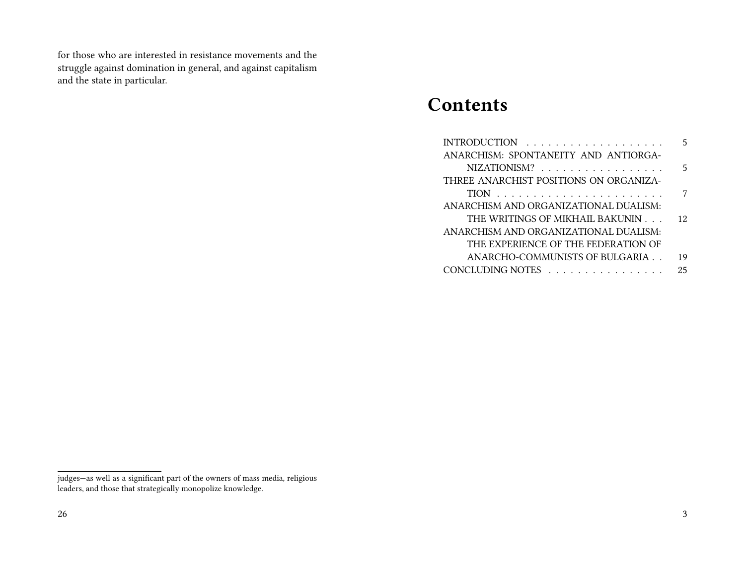for those who are interested in resistance movements and the struggle against domination in general, and against capitalism and the state in particular.

judges—as well as a significant part of the owners of mass media, religious leaders, and those that strategically monopolize knowledge.

# Contents

| | |
|---|---|
| INTRODUCTION | 5 |
| ANARCHISM: SPONTANEITY AND ANTIORGANIZATIONISM? | 5 |
| THREE ANARCHIST POSITIONS ON ORGANIZATION | 7 |
| ANARCHISM AND ORGANIZATIONAL DUALISM: THE WRITINGS OF MIKHAIL BAKUNIN | 12 |
| ANARCHISM AND ORGANIZATIONAL DUALISM: THE EXPERIENCE OF THE FEDERATION OF ANARCHO-COMMUNISTS OF BULGARIA | 19 |
| CONCLUDING NOTES | 25 |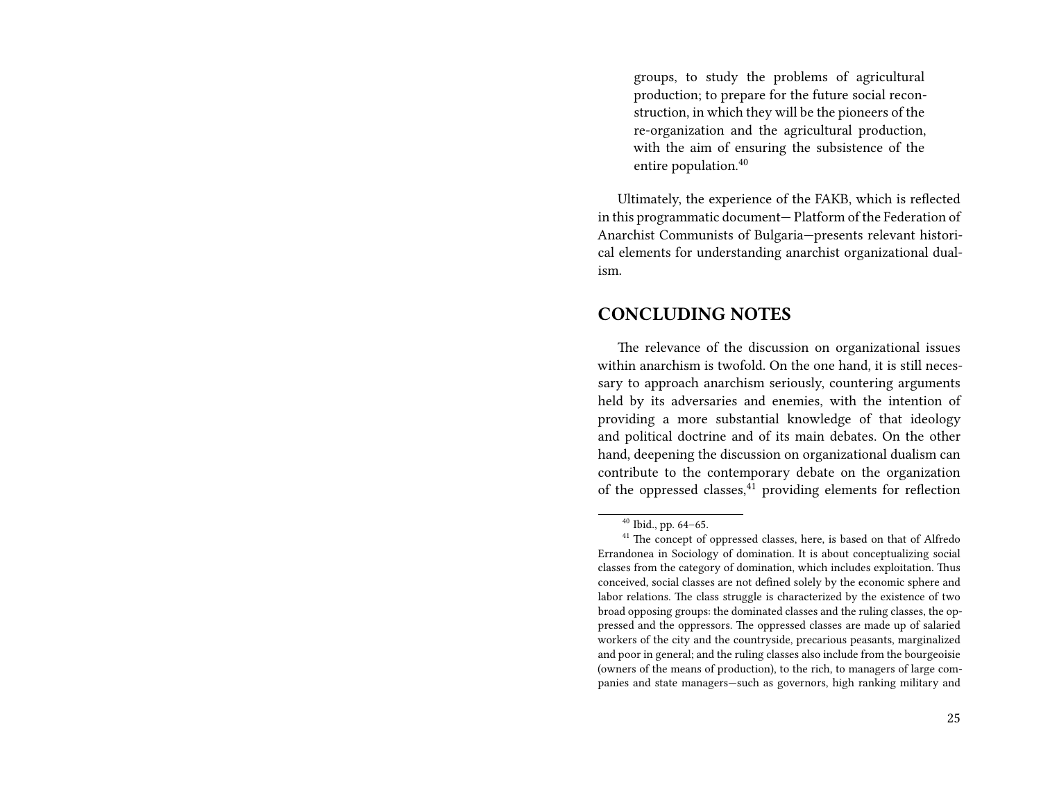groups, to study the problems of agricultural production; to prepare for the future social reconstruction, in which they will be the pioneers of the re-organization and the agricultural production, with the aim of ensuring the subsistence of the entire population.[40]

Ultimately, the experience of the FAKB, which is reflected in this programmatic document— Platform of the Federation of Anarchist Communists of Bulgaria—presents relevant historical elements for understanding anarchist organizational dualism.

## CONCLUDING NOTES

The relevance of the discussion on organizational issues within anarchism is twofold. On the one hand, it is still necessary to approach anarchism seriously, countering arguments held by its adversaries and enemies, with the intention of providing a more substantial knowledge of that ideology and political doctrine and of its main debates. On the other hand, deepening the discussion on organizational dualism can contribute to the contemporary debate on the organization of the oppressed classes,[41] providing elements for reflection

---

[40] Ibid., pp. 64–65.

[41] The concept of oppressed classes, here, is based on that of Alfredo Errandonea in Sociology of domination. It is about conceptualizing social classes from the category of domination, which includes exploitation. Thus conceived, social classes are not defined solely by the economic sphere and labor relations. The class struggle is characterized by the existence of two broad opposing groups: the dominated classes and the ruling classes, the oppressed and the oppressors. The oppressed classes are made up of salaried workers of the city and the countryside, precarious peasants, marginalized and poor in general; and the ruling classes also include from the bourgeoisie (owners of the means of production), to the rich, to managers of large companies and state managers—such as governors, high ranking military and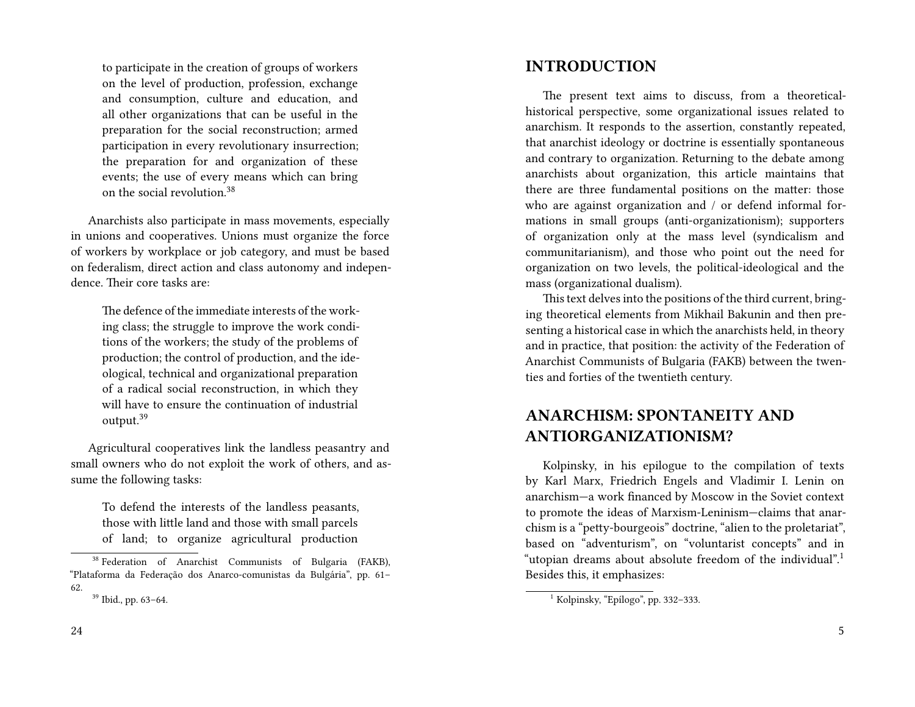to participate in the creation of groups of workers on the level of production, profession, exchange and consumption, culture and education, and all other organizations that can be useful in the preparation for the social reconstruction; armed participation in every revolutionary insurrection; the preparation for and organization of these events; the use of every means which can bring on the social revolution.[38]

Anarchists also participate in mass movements, especially in unions and cooperatives. Unions must organize the force of workers by workplace or job category, and must be based on federalism, direct action and class autonomy and independence. Their core tasks are:

> The defence of the immediate interests of the working class; the struggle to improve the work conditions of the workers; the study of the problems of production; the control of production, and the ideological, technical and organizational preparation of a radical social reconstruction, in which they will have to ensure the continuation of industrial output.[39]

Agricultural cooperatives link the landless peasantry and small owners who do not exploit the work of others, and assume the following tasks:

> To defend the interests of the landless peasants, those with little land and those with small parcels of land; to organize agricultural production

[38] Federation of Anarchist Communists of Bulgaria (FAKB), "Plataforma da Federação dos Anarco-comunistas da Bulgária", pp. 61–62.

[39] Ibid., pp. 63–64.

## INTRODUCTION

The present text aims to discuss, from a theoretical-historical perspective, some organizational issues related to anarchism. It responds to the assertion, constantly repeated, that anarchist ideology or doctrine is essentially spontaneous and contrary to organization. Returning to the debate among anarchists about organization, this article maintains that there are three fundamental positions on the matter: those who are against organization and / or defend informal formations in small groups (anti-organizationism); supporters of organization only at the mass level (syndicalism and communitarianism), and those who point out the need for organization on two levels, the political-ideological and the mass (organizational dualism).

This text delves into the positions of the third current, bringing theoretical elements from Mikhail Bakunin and then presenting a historical case in which the anarchists held, in theory and in practice, that position: the activity of the Federation of Anarchist Communists of Bulgaria (FAKB) between the twenties and forties of the twentieth century.

## ANARCHISM: SPONTANEITY AND ANTIORGANIZATIONISM?

Kolpinsky, in his epilogue to the compilation of texts by Karl Marx, Friedrich Engels and Vladimir I. Lenin on anarchism—a work financed by Moscow in the Soviet context to promote the ideas of Marxism-Leninism—claims that anarchism is a "petty-bourgeois" doctrine, "alien to the proletariat", based on "adventurism", on "voluntarist concepts" and in "utopian dreams about absolute freedom of the individual".[1] Besides this, it emphasizes:

[1] Kolpinsky, "Epílogo", pp. 332–333.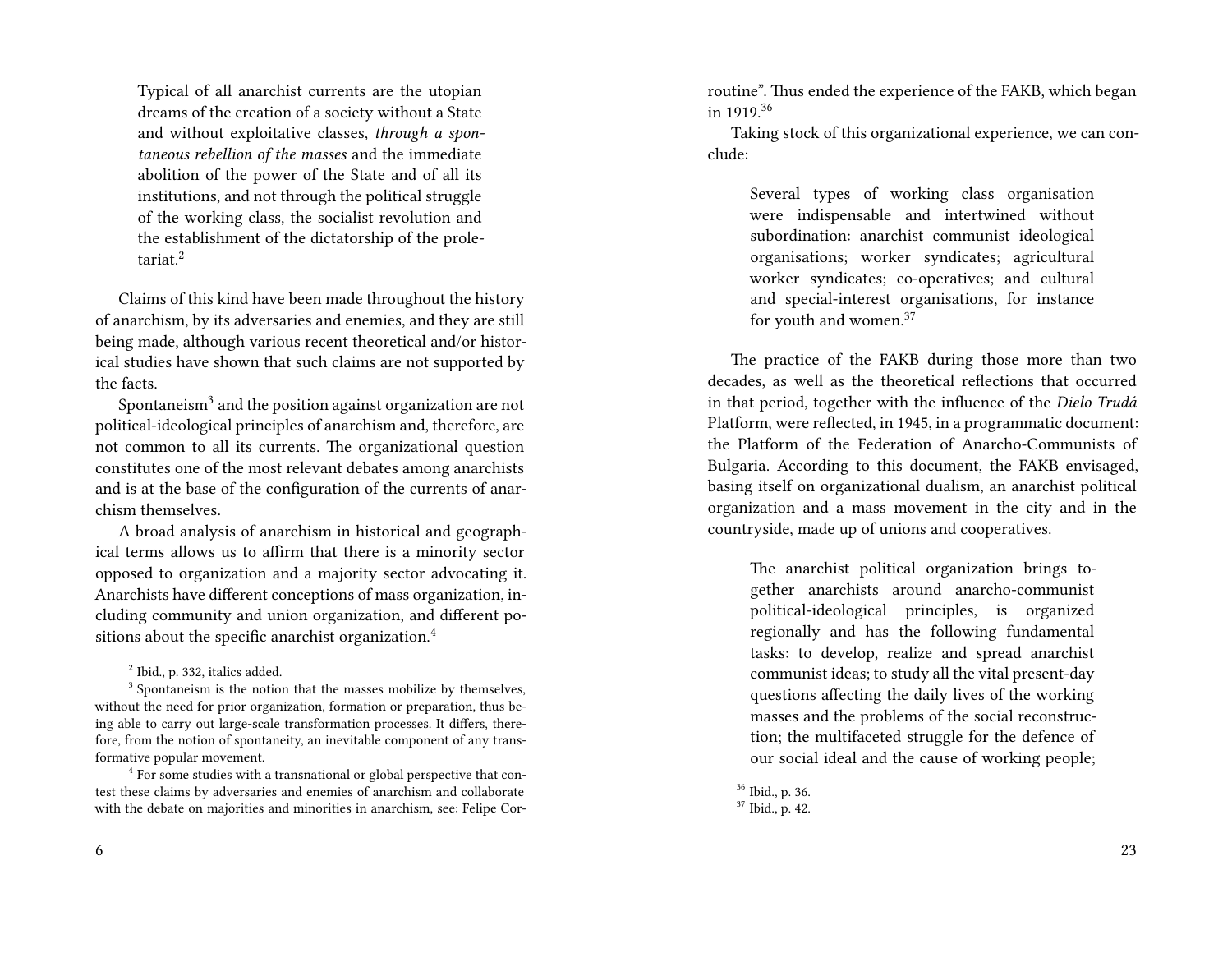> Typical of all anarchist currents are the utopian dreams of the creation of a society without a State and without exploitative classes, *through a spontaneous rebellion of the masses* and the immediate abolition of the power of the State and of all its institutions, and not through the political struggle of the working class, the socialist revolution and the establishment of the dictatorship of the proletariat.[2]

Claims of this kind have been made throughout the history of anarchism, by its adversaries and enemies, and they are still being made, although various recent theoretical and/or historical studies have shown that such claims are not supported by the facts.

Spontaneism[3] and the position against organization are not political-ideological principles of anarchism and, therefore, are not common to all its currents. The organizational question constitutes one of the most relevant debates among anarchists and is at the base of the configuration of the currents of anarchism themselves.

A broad analysis of anarchism in historical and geographical terms allows us to affirm that there is a minority sector opposed to organization and a majority sector advocating it. Anarchists have different conceptions of mass organization, including community and union organization, and different positions about the specific anarchist organization.[4]

[2] Ibid., p. 332, italics added.

[3] Spontaneism is the notion that the masses mobilize by themselves, without the need for prior organization, formation or preparation, thus being able to carry out large-scale transformation processes. It differs, therefore, from the notion of spontaneity, an inevitable component of any transformative popular movement.

[4] For some studies with a transnational or global perspective that contest these claims by adversaries and enemies of anarchism and collaborate with the debate on majorities and minorities in anarchism, see: Felipe Cor-

routine". Thus ended the experience of the FAKB, which began in 1919.[36]

Taking stock of this organizational experience, we can conclude:

> Several types of working class organisation were indispensable and intertwined without subordination: anarchist communist ideological organisations; worker syndicates; agricultural worker syndicates; co-operatives; and cultural and special-interest organisations, for instance for youth and women.[37]

The practice of the FAKB during those more than two decades, as well as the theoretical reflections that occurred in that period, together with the influence of the *Dielo Trudá* Platform, were reflected, in 1945, in a programmatic document: the Platform of the Federation of Anarcho-Communists of Bulgaria. According to this document, the FAKB envisaged, basing itself on organizational dualism, an anarchist political organization and a mass movement in the city and in the countryside, made up of unions and cooperatives.

> The anarchist political organization brings together anarchists around anarcho-communist political-ideological principles, is organized regionally and has the following fundamental tasks: to develop, realize and spread anarchist communist ideas; to study all the vital present-day questions affecting the daily lives of the working masses and the problems of the social reconstruction; the multifaceted struggle for the defence of our social ideal and the cause of working people;

[36] Ibid., p. 36.

[37] Ibid., p. 42.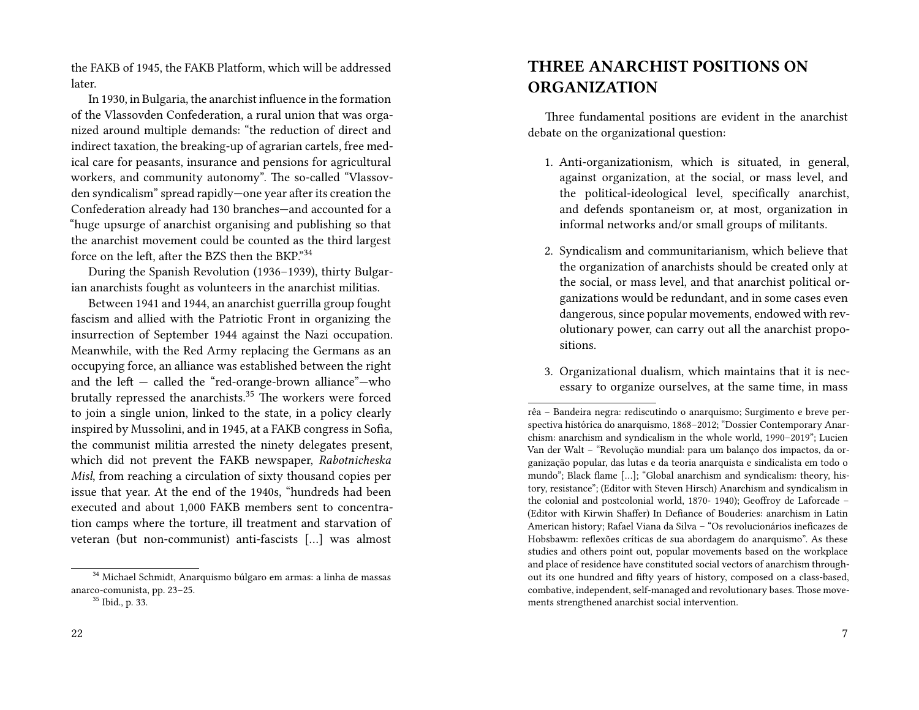the FAKB of 1945, the FAKB Platform, which will be addressed later.

In 1930, in Bulgaria, the anarchist influence in the formation of the Vlassovden Confederation, a rural union that was organized around multiple demands: "the reduction of direct and indirect taxation, the breaking-up of agrarian cartels, free medical care for peasants, insurance and pensions for agricultural workers, and community autonomy". The so-called "Vlassovden syndicalism" spread rapidly—one year after its creation the Confederation already had 130 branches—and accounted for a "huge upsurge of anarchist organising and publishing so that the anarchist movement could be counted as the third largest force on the left, after the BZS then the BKP."[34]

During the Spanish Revolution (1936–1939), thirty Bulgarian anarchists fought as volunteers in the anarchist militias.

Between 1941 and 1944, an anarchist guerrilla group fought fascism and allied with the Patriotic Front in organizing the insurrection of September 1944 against the Nazi occupation. Meanwhile, with the Red Army replacing the Germans as an occupying force, an alliance was established between the right and the left — called the "red-orange-brown alliance"—who brutally repressed the anarchists.[35] The workers were forced to join a single union, linked to the state, in a policy clearly inspired by Mussolini, and in 1945, at a FAKB congress in Sofia, the communist militia arrested the ninety delegates present, which did not prevent the FAKB newspaper, *Rabotnicheska Misl*, from reaching a circulation of sixty thousand copies per issue that year. At the end of the 1940s, "hundreds had been executed and about 1,000 FAKB members sent to concentration camps where the torture, ill treatment and starvation of veteran (but non-communist) anti-fascists […] was almost

[34] Michael Schmidt, Anarquismo búlgaro em armas: a linha de massas anarco-comunista, pp. 23–25.

[35] Ibid., p. 33.

## THREE ANARCHIST POSITIONS ON ORGANIZATION

Three fundamental positions are evident in the anarchist debate on the organizational question:

1. Anti-organizationism, which is situated, in general, against organization, at the social, or mass level, and the political-ideological level, specifically anarchist, and defends spontaneism or, at most, organization in informal networks and/or small groups of militants.

2. Syndicalism and communitarianism, which believe that the organization of anarchists should be created only at the social, or mass level, and that anarchist political organizations would be redundant, and in some cases even dangerous, since popular movements, endowed with revolutionary power, can carry out all the anarchist propositions.

3. Organizational dualism, which maintains that it is necessary to organize ourselves, at the same time, in mass

rêa – Bandeira negra: rediscutindo o anarquismo; Surgimento e breve perspectiva histórica do anarquismo, 1868–2012; "Dossier Contemporary Anarchism: anarchism and syndicalism in the whole world, 1990–2019"; Lucien Van der Walt – "Revolução mundial: para um balanço dos impactos, da organização popular, das lutas e da teoria anarquista e sindicalista em todo o mundo"; Black flame […]; "Global anarchism and syndicalism: theory, history, resistance"; (Editor with Steven Hirsch) Anarchism and syndicalism in the colonial and postcolonial world, 1870- 1940); Geoffroy de Laforcade – (Editor with Kirwin Shaffer) In Defiance of Bouderies: anarchism in Latin American history; Rafael Viana da Silva – "Os revolucionários ineficazes de Hobsbawm: reflexões críticas de sua abordagem do anarquismo". As these studies and others point out, popular movements based on the workplace and place of residence have constituted social vectors of anarchism throughout its one hundred and fifty years of history, composed on a class-based, combative, independent, self-managed and revolutionary bases. Those movements strengthened anarchist social intervention.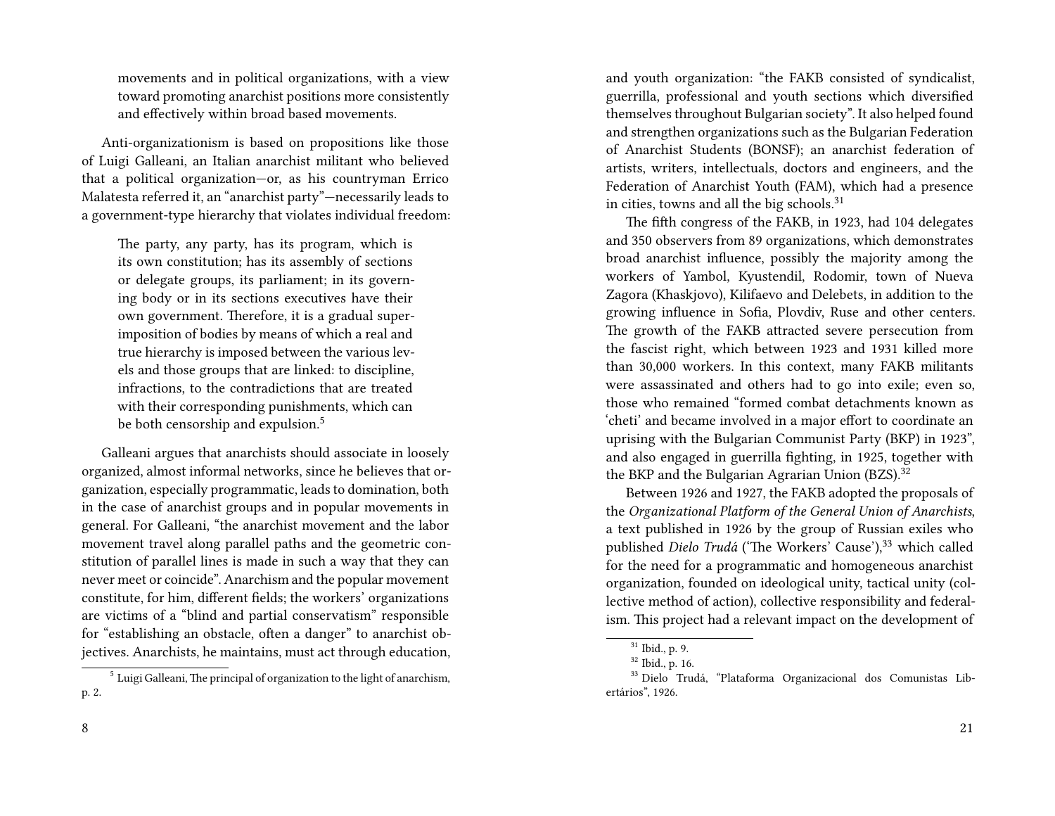movements and in political organizations, with a view toward promoting anarchist positions more consistently and effectively within broad based movements.

Anti-organizationism is based on propositions like those of Luigi Galleani, an Italian anarchist militant who believed that a political organization—or, as his countryman Errico Malatesta referred it, an "anarchist party"—necessarily leads to a government-type hierarchy that violates individual freedom:

> The party, any party, has its program, which is its own constitution; has its assembly of sections or delegate groups, its parliament; in its governing body or in its sections executives have their own government. Therefore, it is a gradual superimposition of bodies by means of which a real and true hierarchy is imposed between the various levels and those groups that are linked: to discipline, infractions, to the contradictions that are treated with their corresponding punishments, which can be both censorship and expulsion.[5]

Galleani argues that anarchists should associate in loosely organized, almost informal networks, since he believes that organization, especially programmatic, leads to domination, both in the case of anarchist groups and in popular movements in general. For Galleani, "the anarchist movement and the labor movement travel along parallel paths and the geometric constitution of parallel lines is made in such a way that they can never meet or coincide". Anarchism and the popular movement constitute, for him, different fields; the workers' organizations are victims of a "blind and partial conservatism" responsible for "establishing an obstacle, often a danger" to anarchist objectives. Anarchists, he maintains, must act through education,

[5] Luigi Galleani, The principal of organization to the light of anarchism, p. 2.

and youth organization: "the FAKB consisted of syndicalist, guerrilla, professional and youth sections which diversified themselves throughout Bulgarian society". It also helped found and strengthen organizations such as the Bulgarian Federation of Anarchist Students (BONSF); an anarchist federation of artists, writers, intellectuals, doctors and engineers, and the Federation of Anarchist Youth (FAM), which had a presence in cities, towns and all the big schools.[31]

The fifth congress of the FAKB, in 1923, had 104 delegates and 350 observers from 89 organizations, which demonstrates broad anarchist influence, possibly the majority among the workers of Yambol, Kyustendil, Rodomir, town of Nueva Zagora (Khaskjovo), Kilifaevo and Delebets, in addition to the growing influence in Sofia, Plovdiv, Ruse and other centers. The growth of the FAKB attracted severe persecution from the fascist right, which between 1923 and 1931 killed more than 30,000 workers. In this context, many FAKB militants were assassinated and others had to go into exile; even so, those who remained "formed combat detachments known as 'cheti' and became involved in a major effort to coordinate an uprising with the Bulgarian Communist Party (BKP) in 1923", and also engaged in guerrilla fighting, in 1925, together with the BKP and the Bulgarian Agrarian Union (BZS).[32]

Between 1926 and 1927, the FAKB adopted the proposals of the *Organizational Platform of the General Union of Anarchists*, a text published in 1926 by the group of Russian exiles who published *Dielo Trudá* ('The Workers' Cause'),[33] which called for the need for a programmatic and homogeneous anarchist organization, founded on ideological unity, tactical unity (collective method of action), collective responsibility and federalism. This project had a relevant impact on the development of

[31] Ibid., p. 9.

[32] Ibid., p. 16.

[33] Dielo Trudá, "Plataforma Organizacional dos Comunistas Libertários", 1926.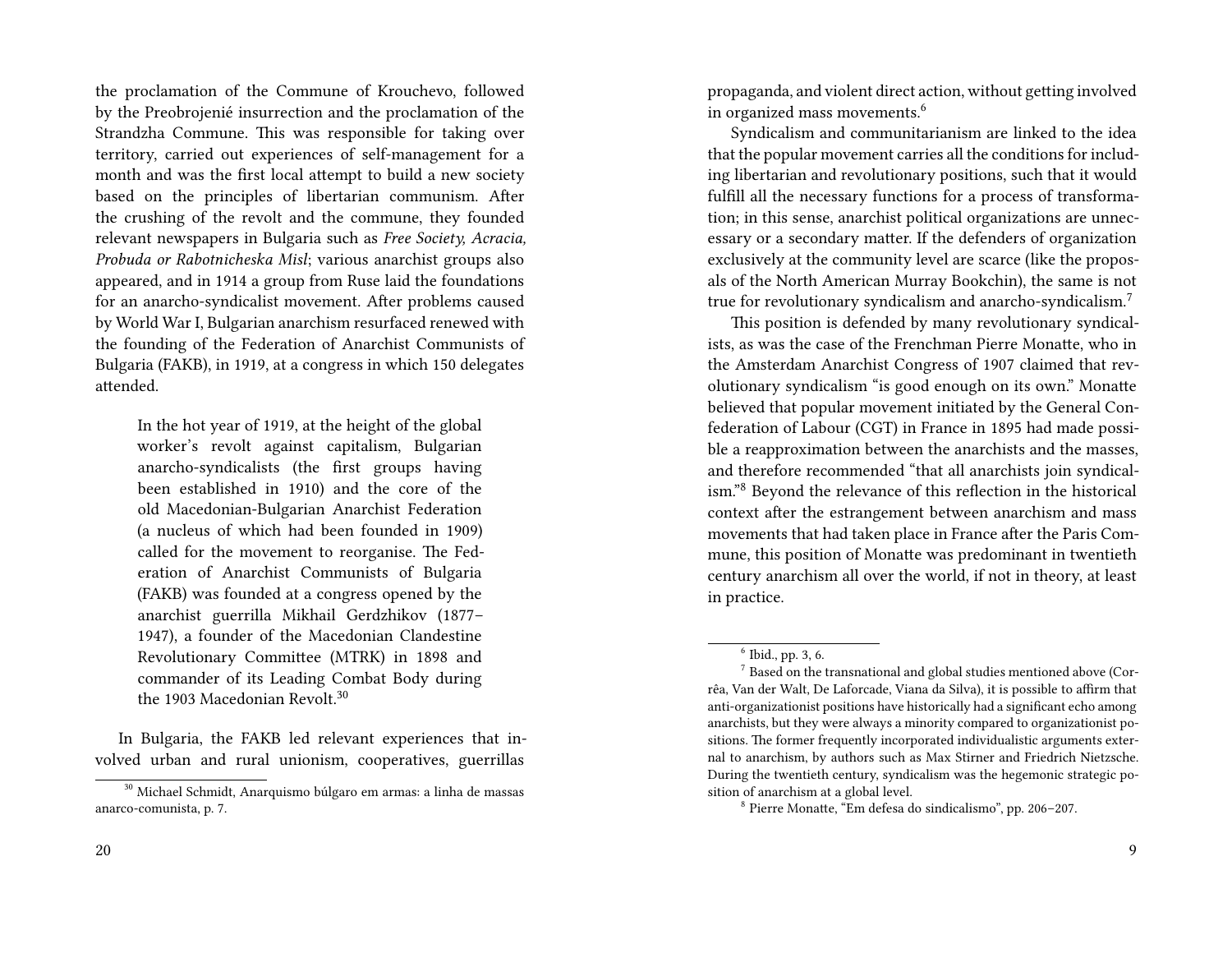the proclamation of the Commune of Krouchevo, followed by the Preobrojenié insurrection and the proclamation of the Strandzha Commune. This was responsible for taking over territory, carried out experiences of self-management for a month and was the first local attempt to build a new society based on the principles of libertarian communism. After the crushing of the revolt and the commune, they founded relevant newspapers in Bulgaria such as *Free Society, Acracia, Probuda or Rabotnicheska Misl*; various anarchist groups also appeared, and in 1914 a group from Ruse laid the foundations for an anarcho-syndicalist movement. After problems caused by World War I, Bulgarian anarchism resurfaced renewed with the founding of the Federation of Anarchist Communists of Bulgaria (FAKB), in 1919, at a congress in which 150 delegates attended.

> In the hot year of 1919, at the height of the global worker's revolt against capitalism, Bulgarian anarcho-syndicalists (the first groups having been established in 1910) and the core of the old Macedonian-Bulgarian Anarchist Federation (a nucleus of which had been founded in 1909) called for the movement to reorganise. The Federation of Anarchist Communists of Bulgaria (FAKB) was founded at a congress opened by the anarchist guerrilla Mikhail Gerdzhikov (1877–1947), a founder of the Macedonian Clandestine Revolutionary Committee (MTRK) in 1898 and commander of its Leading Combat Body during the 1903 Macedonian Revolt.[30]

In Bulgaria, the FAKB led relevant experiences that involved urban and rural unionism, cooperatives, guerrillas

[30] Michael Schmidt, Anarquismo búlgaro em armas: a linha de massas anarco-comunista, p. 7.

propaganda, and violent direct action, without getting involved in organized mass movements.[6]

Syndicalism and communitarianism are linked to the idea that the popular movement carries all the conditions for including libertarian and revolutionary positions, such that it would fulfill all the necessary functions for a process of transformation; in this sense, anarchist political organizations are unnecessary or a secondary matter. If the defenders of organization exclusively at the community level are scarce (like the proposals of the North American Murray Bookchin), the same is not true for revolutionary syndicalism and anarcho-syndicalism.[7]

This position is defended by many revolutionary syndicalists, as was the case of the Frenchman Pierre Monatte, who in the Amsterdam Anarchist Congress of 1907 claimed that revolutionary syndicalism "is good enough on its own." Monatte believed that popular movement initiated by the General Confederation of Labour (CGT) in France in 1895 had made possible a reapproximation between the anarchists and the masses, and therefore recommended "that all anarchists join syndicalism."[8] Beyond the relevance of this reflection in the historical context after the estrangement between anarchism and mass movements that had taken place in France after the Paris Commune, this position of Monatte was predominant in twentieth century anarchism all over the world, if not in theory, at least in practice.

[6] Ibid., pp. 3, 6.

[7] Based on the transnational and global studies mentioned above (Corrêa, Van der Walt, De Laforcade, Viana da Silva), it is possible to affirm that anti-organizationist positions have historically had a significant echo among anarchists, but they were always a minority compared to organizationist positions. The former frequently incorporated individualistic arguments external to anarchism, by authors such as Max Stirner and Friedrich Nietzsche. During the twentieth century, syndicalism was the hegemonic strategic position of anarchism at a global level.

[8] Pierre Monatte, "Em defesa do sindicalismo", pp. 206–207.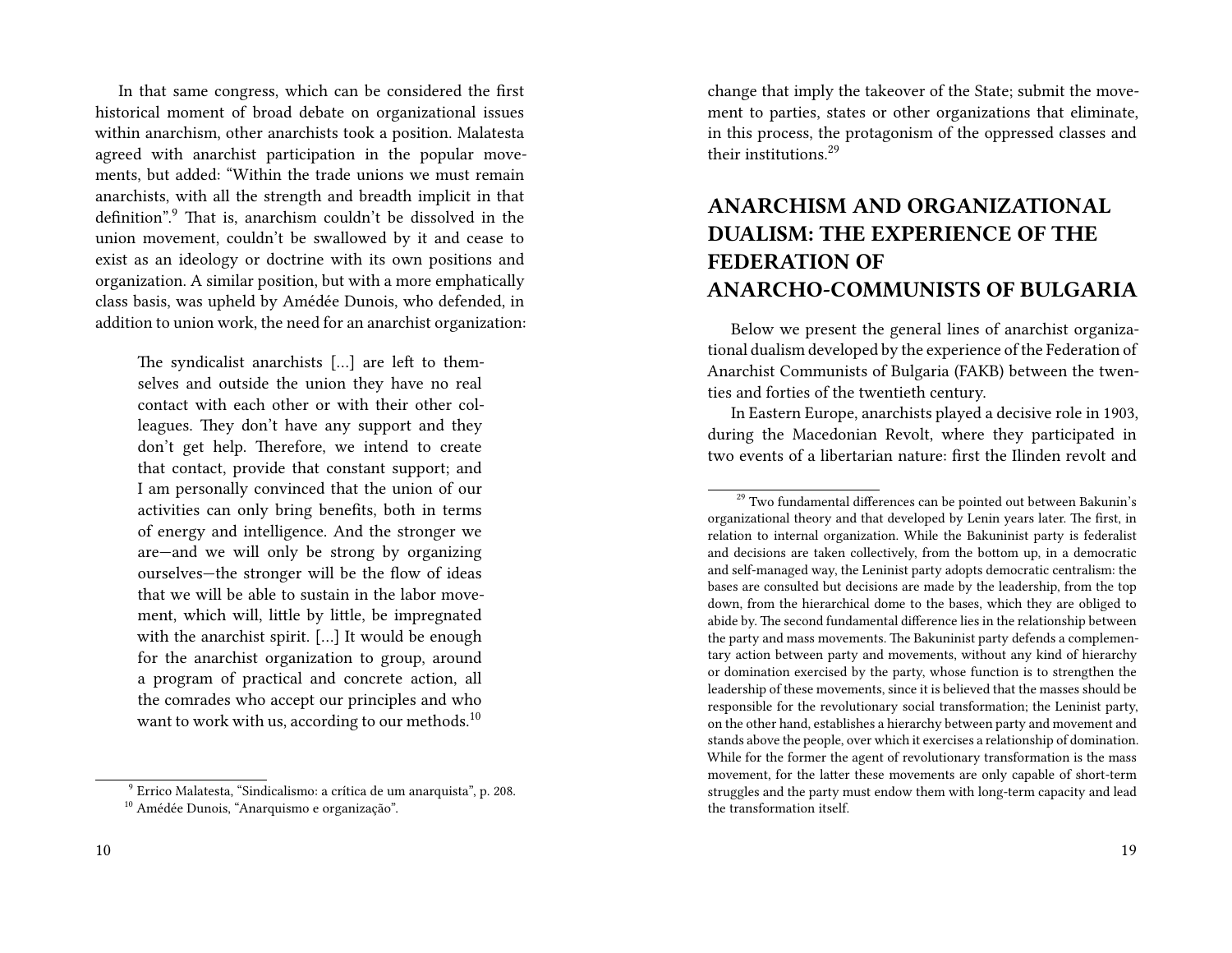In that same congress, which can be considered the first historical moment of broad debate on organizational issues within anarchism, other anarchists took a position. Malatesta agreed with anarchist participation in the popular movements, but added: "Within the trade unions we must remain anarchists, with all the strength and breadth implicit in that definition".[9] That is, anarchism couldn't be dissolved in the union movement, couldn't be swallowed by it and cease to exist as an ideology or doctrine with its own positions and organization. A similar position, but with a more emphatically class basis, was upheld by Amédée Dunois, who defended, in addition to union work, the need for an anarchist organization:

> The syndicalist anarchists […] are left to themselves and outside the union they have no real contact with each other or with their other colleagues. They don't have any support and they don't get help. Therefore, we intend to create that contact, provide that constant support; and I am personally convinced that the union of our activities can only bring benefits, both in terms of energy and intelligence. And the stronger we are—and we will only be strong by organizing ourselves—the stronger will be the flow of ideas that we will be able to sustain in the labor movement, which will, little by little, be impregnated with the anarchist spirit. […] It would be enough for the anarchist organization to group, around a program of practical and concrete action, all the comrades who accept our principles and who want to work with us, according to our methods.[10]

[9] Errico Malatesta, "Sindicalismo: a crítica de um anarquista", p. 208.

[10] Amédée Dunois, "Anarquismo e organização".

change that imply the takeover of the State; submit the movement to parties, states or other organizations that eliminate, in this process, the protagonism of the oppressed classes and their institutions.[29]

## ANARCHISM AND ORGANIZATIONAL DUALISM: THE EXPERIENCE OF THE FEDERATION OF ANARCHO-COMMUNISTS OF BULGARIA

Below we present the general lines of anarchist organizational dualism developed by the experience of the Federation of Anarchist Communists of Bulgaria (FAKB) between the twenties and forties of the twentieth century.

In Eastern Europe, anarchists played a decisive role in 1903, during the Macedonian Revolt, where they participated in two events of a libertarian nature: first the Ilinden revolt and

[29] Two fundamental differences can be pointed out between Bakunin's organizational theory and that developed by Lenin years later. The first, in relation to internal organization. While the Bakuninist party is federalist and decisions are taken collectively, from the bottom up, in a democratic and self-managed way, the Leninist party adopts democratic centralism: the bases are consulted but decisions are made by the leadership, from the top down, from the hierarchical dome to the bases, which they are obliged to abide by. The second fundamental difference lies in the relationship between the party and mass movements. The Bakuninist party defends a complementary action between party and movements, without any kind of hierarchy or domination exercised by the party, whose function is to strengthen the leadership of these movements, since it is believed that the masses should be responsible for the revolutionary social transformation; the Leninist party, on the other hand, establishes a hierarchy between party and movement and stands above the people, over which it exercises a relationship of domination. While for the former the agent of revolutionary transformation is the mass movement, for the latter these movements are only capable of short-term struggles and the party must endow them with long-term capacity and lead the transformation itself.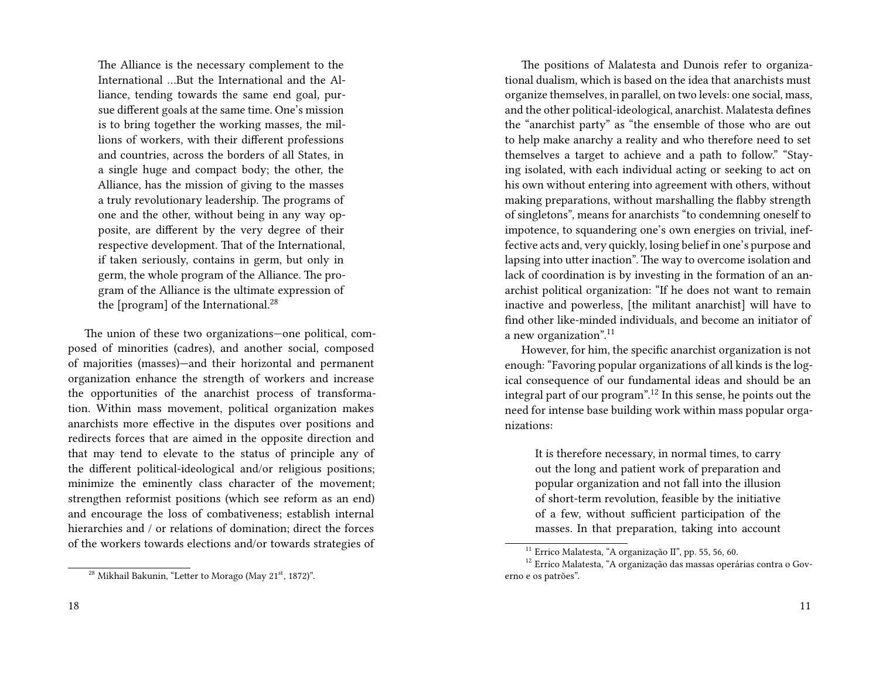> The Alliance is the necessary complement to the International …But the International and the Alliance, tending towards the same end goal, pursue different goals at the same time. One's mission is to bring together the working masses, the millions of workers, with their different professions and countries, across the borders of all States, in a single huge and compact body; the other, the Alliance, has the mission of giving to the masses a truly revolutionary leadership. The programs of one and the other, without being in any way opposite, are different by the very degree of their respective development. That of the International, if taken seriously, contains in germ, but only in germ, the whole program of the Alliance. The program of the Alliance is the ultimate expression of the [program] of the International.[28]

The union of these two organizations—one political, composed of minorities (cadres), and another social, composed of majorities (masses)—and their horizontal and permanent organization enhance the strength of workers and increase the opportunities of the anarchist process of transformation. Within mass movement, political organization makes anarchists more effective in the disputes over positions and redirects forces that are aimed in the opposite direction and that may tend to elevate to the status of principle any of the different political-ideological and/or religious positions; minimize the eminently class character of the movement; strengthen reformist positions (which see reform as an end) and encourage the loss of combativeness; establish internal hierarchies and / or relations of domination; direct the forces of the workers towards elections and/or towards strategies of

[28] Mikhail Bakunin, "Letter to Morago (May 21st, 1872)".

The positions of Malatesta and Dunois refer to organizational dualism, which is based on the idea that anarchists must organize themselves, in parallel, on two levels: one social, mass, and the other political-ideological, anarchist. Malatesta defines the "anarchist party" as "the ensemble of those who are out to help make anarchy a reality and who therefore need to set themselves a target to achieve and a path to follow." "Staying isolated, with each individual acting or seeking to act on his own without entering into agreement with others, without making preparations, without marshalling the flabby strength of singletons", means for anarchists "to condemning oneself to impotence, to squandering one's own energies on trivial, ineffective acts and, very quickly, losing belief in one's purpose and lapsing into utter inaction". The way to overcome isolation and lack of coordination is by investing in the formation of an anarchist political organization: "If he does not want to remain inactive and powerless, [the militant anarchist] will have to find other like-minded individuals, and become an initiator of a new organization".[11]

However, for him, the specific anarchist organization is not enough: "Favoring popular organizations of all kinds is the logical consequence of our fundamental ideas and should be an integral part of our program".[12] In this sense, he points out the need for intense base building work within mass popular organizations:

> It is therefore necessary, in normal times, to carry out the long and patient work of preparation and popular organization and not fall into the illusion of short-term revolution, feasible by the initiative of a few, without sufficient participation of the masses. In that preparation, taking into account

[11] Errico Malatesta, "A organização II", pp. 55, 56, 60.

[12] Errico Malatesta, "A organização das massas operárias contra o Governo e os patrões".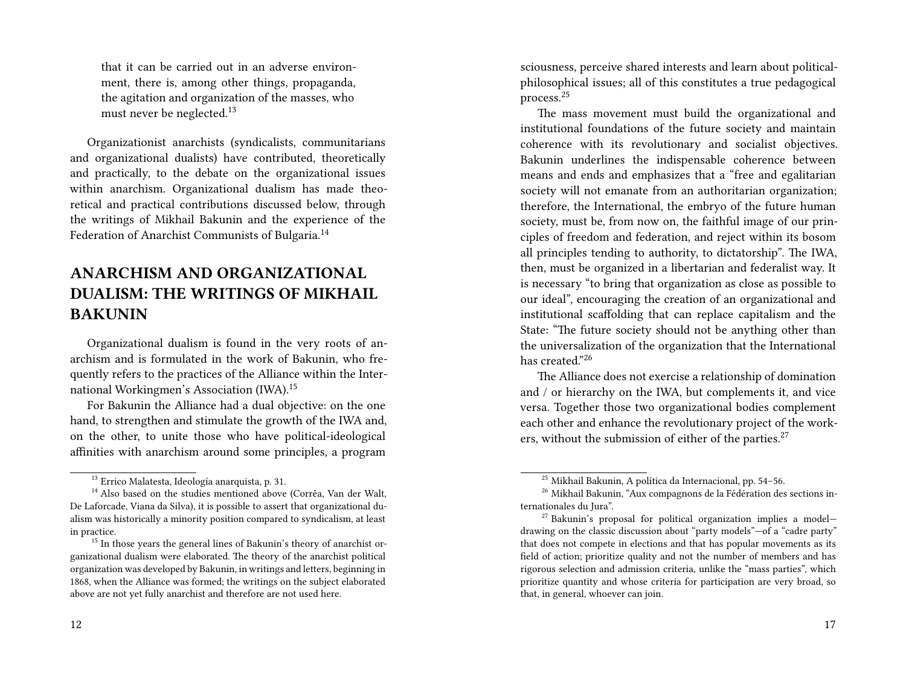that it can be carried out in an adverse environment, there is, among other things, propaganda, the agitation and organization of the masses, who must never be neglected.[13]

Organizationist anarchists (syndicalists, communitarians and organizational dualists) have contributed, theoretically and practically, to the debate on the organizational issues within anarchism. Organizational dualism has made theoretical and practical contributions discussed below, through the writings of Mikhail Bakunin and the experience of the Federation of Anarchist Communists of Bulgaria.[14]

## ANARCHISM AND ORGANIZATIONAL DUALISM: THE WRITINGS OF MIKHAIL BAKUNIN

Organizational dualism is found in the very roots of anarchism and is formulated in the work of Bakunin, who frequently refers to the practices of the Alliance within the International Workingmen's Association (IWA).[15]

For Bakunin the Alliance had a dual objective: on the one hand, to strengthen and stimulate the growth of the IWA and, on the other, to unite those who have political-ideological affinities with anarchism around some principles, a program

[13] Errico Malatesta, Ideología anarquista, p. 31.

[14] Also based on the studies mentioned above (Corrêa, Van der Walt, De Laforcade, Viana da Silva), it is possible to assert that organizational dualism was historically a minority position compared to syndicalism, at least in practice.

[15] In those years the general lines of Bakunin's theory of anarchist organizational dualism were elaborated. The theory of the anarchist political organization was developed by Bakunin, in writings and letters, beginning in 1868, when the Alliance was formed; the writings on the subject elaborated above are not yet fully anarchist and therefore are not used here.

sciousness, perceive shared interests and learn about political-philosophical issues; all of this constitutes a true pedagogical process.[25]

The mass movement must build the organizational and institutional foundations of the future society and maintain coherence with its revolutionary and socialist objectives. Bakunin underlines the indispensable coherence between means and ends and emphasizes that a "free and egalitarian society will not emanate from an authoritarian organization; therefore, the International, the embryo of the future human society, must be, from now on, the faithful image of our principles of freedom and federation, and reject within its bosom all principles tending to authority, to dictatorship". The IWA, then, must be organized in a libertarian and federalist way. It is necessary "to bring that organization as close as possible to our ideal", encouraging the creation of an organizational and institutional scaffolding that can replace capitalism and the State: "The future society should not be anything other than the universalization of the organization that the International has created."[26]

The Alliance does not exercise a relationship of domination and / or hierarchy on the IWA, but complements it, and vice versa. Together those two organizational bodies complement each other and enhance the revolutionary project of the workers, without the submission of either of the parties.[27]

[25] Mikhail Bakunin, A política da Internacional, pp. 54–56.

[26] Mikhail Bakunin, "Aux compagnons de la Fédération des sections internationales du Jura".

[27] Bakunin's proposal for political organization implies a model—drawing on the classic discussion about "party models"—of a "cadre party" that does not compete in elections and that has popular movements as its field of action; prioritize quality and not the number of members and has rigorous selection and admission criteria, unlike the "mass parties", which prioritize quantity and whose criteria for participation are very broad, so that, in general, whoever can join.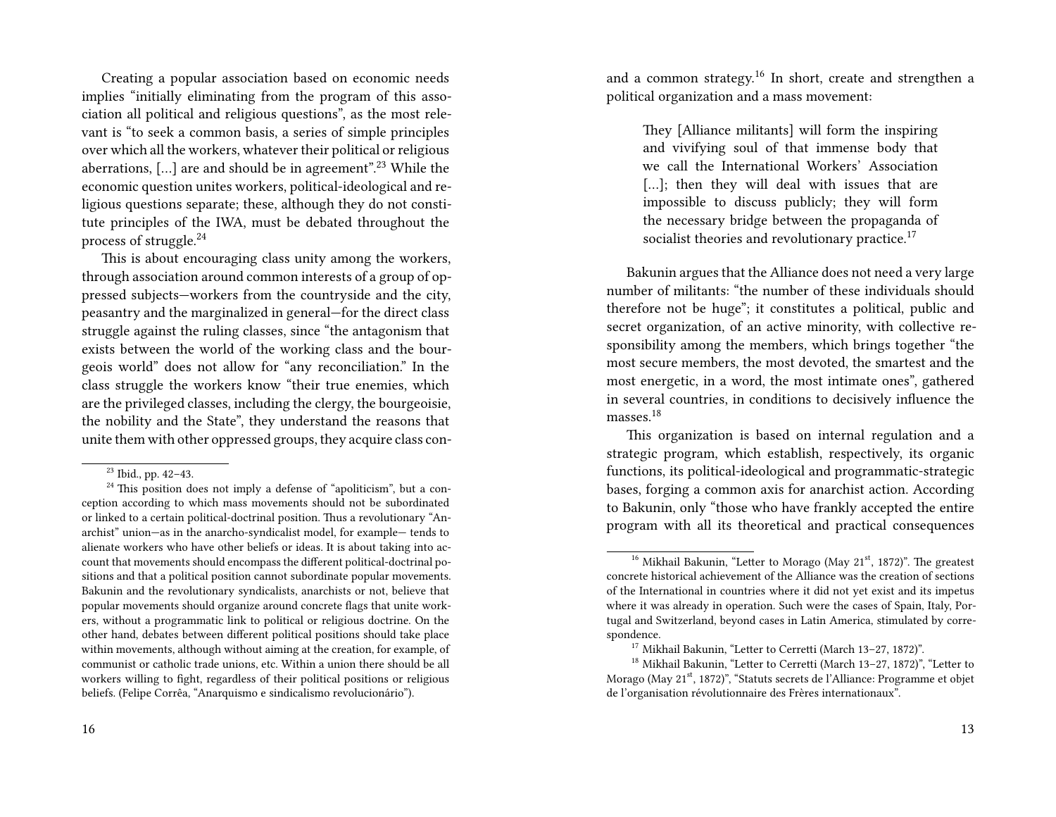Creating a popular association based on economic needs implies "initially eliminating from the program of this association all political and religious questions", as the most relevant is "to seek a common basis, a series of simple principles over which all the workers, whatever their political or religious aberrations, […] are and should be in agreement".[23] While the economic question unites workers, political-ideological and religious questions separate; these, although they do not constitute principles of the IWA, must be debated throughout the process of struggle.[24]

This is about encouraging class unity among the workers, through association around common interests of a group of oppressed subjects—workers from the countryside and the city, peasantry and the marginalized in general—for the direct class struggle against the ruling classes, since "the antagonism that exists between the world of the working class and the bourgeois world" does not allow for "any reconciliation." In the class struggle the workers know "their true enemies, which are the privileged classes, including the clergy, the bourgeoisie, the nobility and the State", they understand the reasons that unite them with other oppressed groups, they acquire class con-

[23] Ibid., pp. 42–43.

[24] This position does not imply a defense of "apoliticism", but a conception according to which mass movements should not be subordinated or linked to a certain political-doctrinal position. Thus a revolutionary "Anarchist" union—as in the anarcho-syndicalist model, for example— tends to alienate workers who have other beliefs or ideas. It is about taking into account that movements should encompass the different political-doctrinal positions and that a political position cannot subordinate popular movements. Bakunin and the revolutionary syndicalists, anarchists or not, believe that popular movements should organize around concrete flags that unite workers, without a programmatic link to political or religious doctrine. On the other hand, debates between different political positions should take place within movements, although without aiming at the creation, for example, of communist or catholic trade unions, etc. Within a union there should be all workers willing to fight, regardless of their political positions or religious beliefs. (Felipe Corrêa, "Anarquismo e sindicalismo revolucionário").

and a common strategy.[16] In short, create and strengthen a political organization and a mass movement:

> They [Alliance militants] will form the inspiring and vivifying soul of that immense body that we call the International Workers' Association […]; then they will deal with issues that are impossible to discuss publicly; they will form the necessary bridge between the propaganda of socialist theories and revolutionary practice.[17]

Bakunin argues that the Alliance does not need a very large number of militants: "the number of these individuals should therefore not be huge"; it constitutes a political, public and secret organization, of an active minority, with collective responsibility among the members, which brings together "the most secure members, the most devoted, the smartest and the most energetic, in a word, the most intimate ones", gathered in several countries, in conditions to decisively influence the masses.[18]

This organization is based on internal regulation and a strategic program, which establish, respectively, its organic functions, its political-ideological and programmatic-strategic bases, forging a common axis for anarchist action. According to Bakunin, only "those who have frankly accepted the entire program with all its theoretical and practical consequences

[16] Mikhail Bakunin, "Letter to Morago (May 21st, 1872)". The greatest concrete historical achievement of the Alliance was the creation of sections of the International in countries where it did not yet exist and its impetus where it was already in operation. Such were the cases of Spain, Italy, Portugal and Switzerland, beyond cases in Latin America, stimulated by correspondence.

[17] Mikhail Bakunin, "Letter to Cerretti (March 13–27, 1872)".

[18] Mikhail Bakunin, "Letter to Cerretti (March 13–27, 1872)", "Letter to Morago (May 21st, 1872)", "Statuts secrets de l'Alliance: Programme et objet de l'organisation révolutionnaire des Frères internationaux".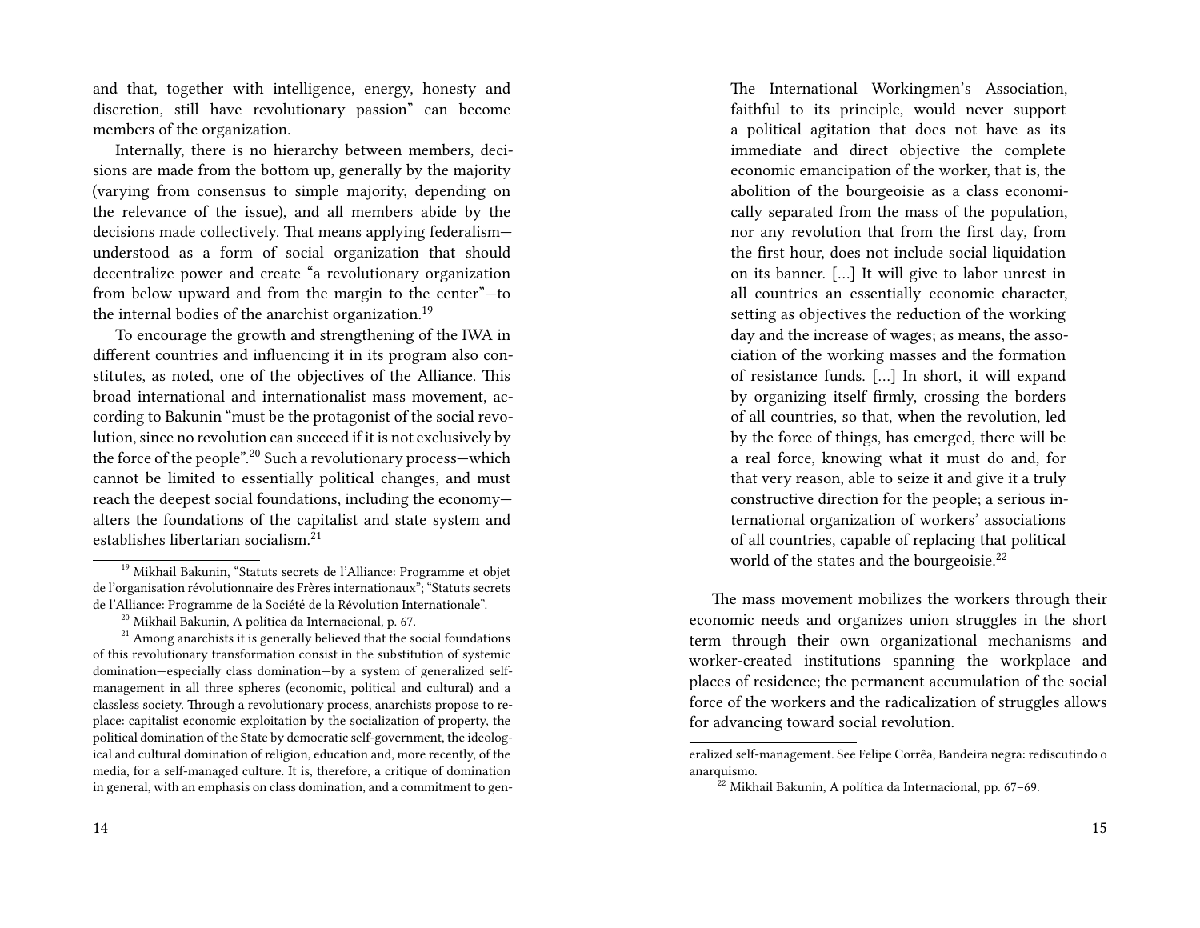and that, together with intelligence, energy, honesty and discretion, still have revolutionary passion" can become members of the organization.

Internally, there is no hierarchy between members, decisions are made from the bottom up, generally by the majority (varying from consensus to simple majority, depending on the relevance of the issue), and all members abide by the decisions made collectively. That means applying federalism—understood as a form of social organization that should decentralize power and create "a revolutionary organization from below upward and from the margin to the center"—to the internal bodies of the anarchist organization.[19]

To encourage the growth and strengthening of the IWA in different countries and influencing it in its program also constitutes, as noted, one of the objectives of the Alliance. This broad international and internationalist mass movement, according to Bakunin "must be the protagonist of the social revolution, since no revolution can succeed if it is not exclusively by the force of the people".[20] Such a revolutionary process—which cannot be limited to essentially political changes, and must reach the deepest social foundations, including the economy—alters the foundations of the capitalist and state system and establishes libertarian socialism.[21]

> The International Workingmen's Association, faithful to its principle, would never support a political agitation that does not have as its immediate and direct objective the complete economic emancipation of the worker, that is, the abolition of the bourgeoisie as a class economically separated from the mass of the population, nor any revolution that from the first day, from the first hour, does not include social liquidation on its banner. […] It will give to labor unrest in all countries an essentially economic character, setting as objectives the reduction of the working day and the increase of wages; as means, the association of the working masses and the formation of resistance funds. […] In short, it will expand by organizing itself firmly, crossing the borders of all countries, so that, when the revolution, led by the force of things, has emerged, there will be a real force, knowing what it must do and, for that very reason, able to seize it and give it a truly constructive direction for the people; a serious international organization of workers' associations of all countries, capable of replacing that political world of the states and the bourgeoisie.[22]

The mass movement mobilizes the workers through their economic needs and organizes union struggles in the short term through their own organizational mechanisms and worker-created institutions spanning the workplace and places of residence; the permanent accumulation of the social force of the workers and the radicalization of struggles allows for advancing toward social revolution.

---

[19] Mikhail Bakunin, "Statuts secrets de l'Alliance: Programme et objet de l'organisation révolutionnaire des Frères internationaux"; "Statuts secrets de l'Alliance: Programme de la Société de la Révolution Internationale".

[20] Mikhail Bakunin, A política da Internacional, p. 67.

[21] Among anarchists it is generally believed that the social foundations of this revolutionary transformation consist in the substitution of systemic domination—especially class domination—by a system of generalized self-management in all three spheres (economic, political and cultural) and a classless society. Through a revolutionary process, anarchists propose to replace: capitalist economic exploitation by the socialization of property, the political domination of the State by democratic self-government, the ideological and cultural domination of religion, education and, more recently, of the media, for a self-managed culture. It is, therefore, a critique of domination in general, with an emphasis on class domination, and a commitment to generalized self-management. See Felipe Corrêa, Bandeira negra: rediscutindo o anarquismo.

[22] Mikhail Bakunin, A política da Internacional, pp. 67–69.